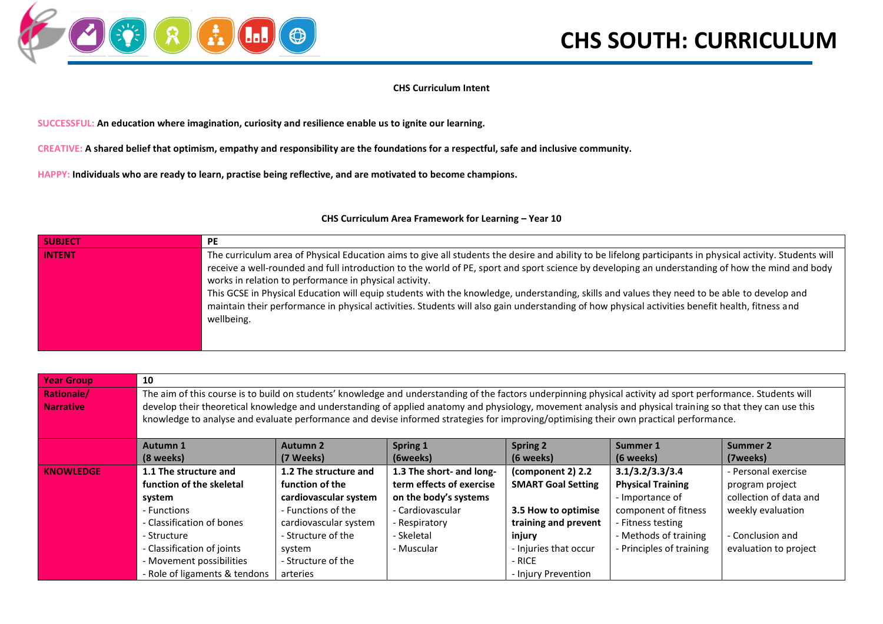# CHS SOUTH: CURRICULUM

**CHS Curriculum Intent**

SUCCESSFUL: **An education where imagination, curiosity and resilience enable us to ignite our learning.**

CREATIVE: **A shared belief that optimism, empathy and responsibility are the foundations for a respectful, safe and inclusive community.**

HAPPY: **Individuals who are ready to learn, practise being reflective, and are motivated to become champions.**

**CHS Curriculum Area Framework for Learning – Year 10**

| | |
|---|---|
| **SUBJECT** | **PE** |
| **INTENT** | The curriculum area of Physical Education aims to give all students the desire and ability to be lifelong participants in physical activity. Students will receive a well-rounded and full introduction to the world of PE, sport and sport science by developing an understanding of how the mind and body works in relation to performance in physical activity.<br>This GCSE in Physical Education will equip students with the knowledge, understanding, skills and values they need to be able to develop and maintain their performance in physical activities. Students will also gain understanding of how physical activities benefit health, fitness and wellbeing. |

| | | | | | | |
|---|---|---|---|---|---|---|
| **Year Group** | **10** | | | | | |
| **Rationale/ Narrative** | The aim of this course is to build on students' knowledge and understanding of the factors underpinning physical activity ad sport performance. Students will develop their theoretical knowledge and understanding of applied anatomy and physiology, movement analysis and physical training so that they can use this knowledge to analyse and evaluate performance and devise informed strategies for improving/optimising their own practical performance. | | | | | |
| | **Autumn 1 (8 weeks)** | **Autumn 2 (7 Weeks)** | **Spring 1 (6weeks)** | **Spring 2 (6 weeks)** | **Summer 1 (6 weeks)** | **Summer 2 (7weeks)** |
| **KNOWLEDGE** | **1.1 The structure and function of the skeletal system**<br>- Functions<br>- Classification of bones<br>- Structure<br>- Classification of joints<br>- Movement possibilities<br>- Role of ligaments & tendons | **1.2 The structure and function of the cardiovascular system**<br>- Functions of the cardiovascular system<br>- Structure of the system<br>- Structure of the arteries | **1.3 The short- and long-term effects of exercise on the body's systems**<br>- Cardiovascular<br>- Respiratory<br>- Skeletal<br>- Muscular | **(component 2) 2.2 SMART Goal Setting**<br><br>**3.5 How to optimise training and prevent injury**<br>- Injuries that occur<br>- RICE<br>- Injury Prevention | **3.1/3.2/3.3/3.4 Physical Training**<br>- Importance of component of fitness<br>- Fitness testing<br>- Methods of training<br>- Principles of training | - Personal exercise program project collection of data and weekly evaluation<br><br>- Conclusion and evaluation to project |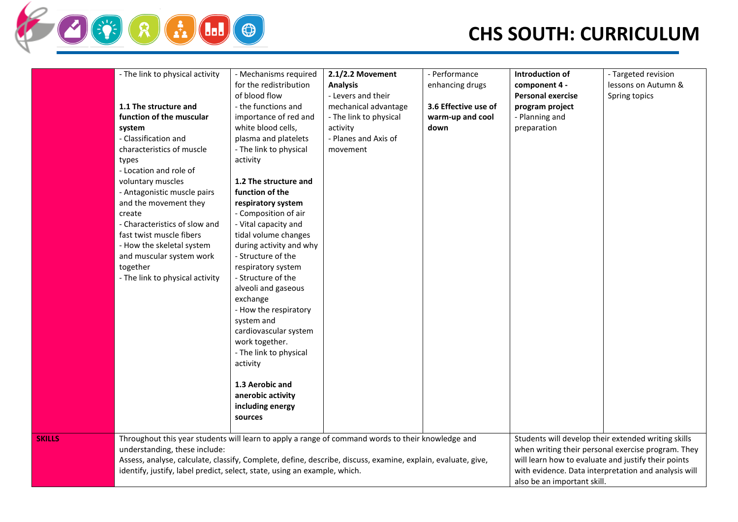# CHS SOUTH: CURRICULUM

| | | | | | | |
|---|---|---|---|---|---|---|
| | - The link to physical activity<br><br>**1.1 The structure and function of the muscular system**<br>- Classification and characteristics of muscle types<br>- Location and role of voluntary muscles<br>- Antagonistic muscle pairs and the movement they create<br>- Characteristics of slow and fast twist muscle fibers<br>- How the skeletal system and muscular system work together<br>- The link to physical activity | - Mechanisms required for the redistribution of blood flow<br>- the functions and importance of red and white blood cells, plasma and platelets<br>- The link to physical activity<br><br>**1.2 The structure and function of the respiratory system**<br>- Composition of air<br>- Vital capacity and tidal volume changes during activity and why<br>- Structure of the respiratory system<br>- Structure of the alveoli and gaseous exchange<br>- How the respiratory system and cardiovascular system work together.<br>- The link to physical activity<br><br>**1.3 Aerobic and anerobic activity including energy sources** | **2.1/2.2 Movement Analysis**<br>- Levers and their mechanical advantage<br>- The link to physical activity<br>- Planes and Axis of movement | - Performance enhancing drugs<br><br>**3.6 Effective use of warm-up and cool down** | **Introduction of component 4 - Personal exercise program project**<br>- Planning and preparation | - Targeted revision lessons on Autumn & Spring topics |
| **SKILLS** | Throughout this year students will learn to apply a range of command words to their knowledge and understanding, these include:<br>Assess, analyse, calculate, classify, Complete, define, describe, discuss, examine, explain, evaluate, give, identify, justify, label predict, select, state, using an example, which. | | | | Students will develop their extended writing skills when writing their personal exercise program. They will learn how to evaluate and justify their points with evidence. Data interpretation and analysis will also be an important skill. | |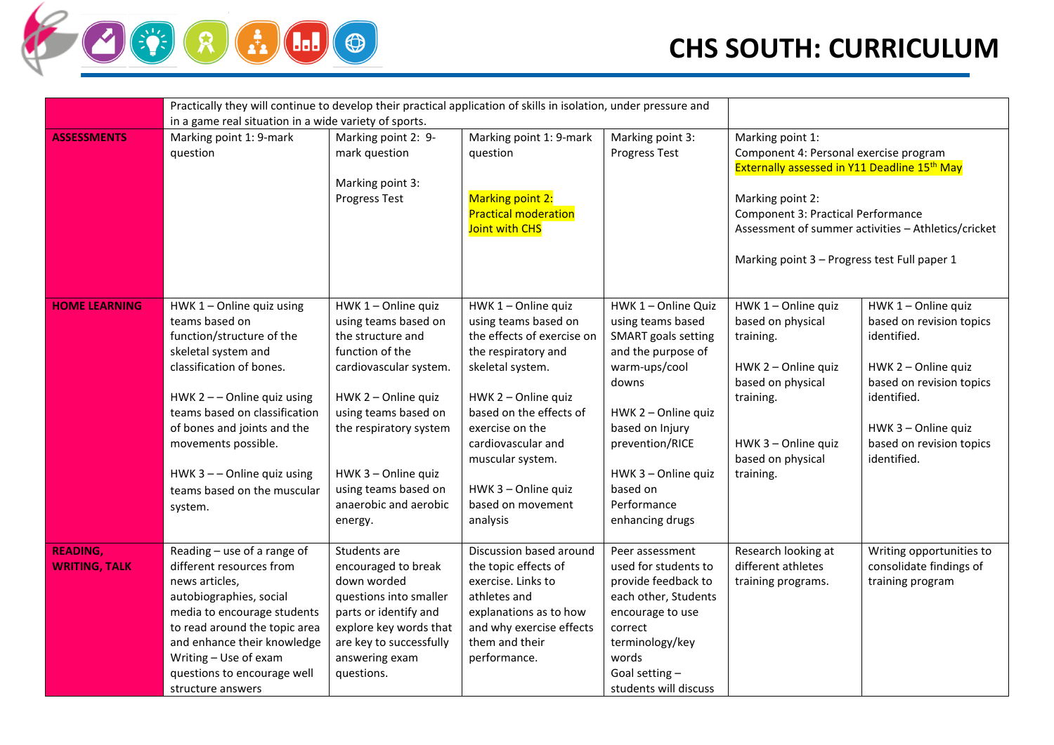# CHS SOUTH: CURRICULUM

| | | | | | | |
|---|---|---|---|---|---|---|
| | Practically they will continue to develop their practical application of skills in isolation, under pressure and in a game real situation in a wide variety of sports. | | | | | |
| **ASSESSMENTS** | Marking point 1: 9-mark question | Marking point 2: 9-mark question<br><br>Marking point 3: Progress Test | Marking point 1: 9-mark question<br><br>Marking point 2: Practical moderation Joint with CHS | Marking point 3: Progress Test | Marking point 1:<br>Component 4: Personal exercise program<br>Externally assessed in Y11 Deadline 15th May<br><br>Marking point 2:<br>Component 3: Practical Performance<br>Assessment of summer activities – Athletics/cricket<br><br>Marking point 3 – Progress test Full paper 1 | |
| **HOME LEARNING** | HWK 1 – Online quiz using teams based on function/structure of the skeletal system and classification of bones.<br><br>HWK 2 – – Online quiz using teams based on classification of bones and joints and the movements possible.<br><br>HWK 3 – – Online quiz using teams based on the muscular system. | HWK 1 – Online quiz using teams based on the structure and function of the cardiovascular system.<br><br>HWK 2 – Online quiz using teams based on the respiratory system<br><br>HWK 3 – Online quiz using teams based on anaerobic and aerobic energy. | HWK 1 – Online quiz using teams based on the effects of exercise on the respiratory and skeletal system.<br><br>HWK 2 – Online quiz based on the effects of exercise on the cardiovascular and muscular system.<br><br>HWK 3 – Online quiz based on movement analysis | HWK 1 – Online Quiz using teams based SMART goals setting and the purpose of warm-ups/cool downs<br><br>HWK 2 – Online quiz based on Injury prevention/RICE<br><br>HWK 3 – Online quiz based on Performance enhancing drugs | HWK 1 – Online quiz based on physical training.<br><br>HWK 2 – Online quiz based on physical training.<br><br>HWK 3 – Online quiz based on physical training. | HWK 1 – Online quiz based on revision topics identified.<br><br>HWK 2 – Online quiz based on revision topics identified.<br><br>HWK 3 – Online quiz based on revision topics identified. |
| **READING, WRITING, TALK** | Reading – use of a range of different resources from news articles, autobiographies, social media to encourage students to read around the topic area and enhance their knowledge<br>Writing – Use of exam questions to encourage well structure answers | Students are encouraged to break down worded questions into smaller parts or identify and explore key words that are key to successfully answering exam questions. | Discussion based around the topic effects of exercise. Links to athletes and explanations as to how and why exercise effects them and their performance. | Peer assessment used for students to provide feedback to each other, Students encourage to use correct terminology/key words<br>Goal setting – students will discuss | Research looking at different athletes training programs. | Writing opportunities to consolidate findings of training program |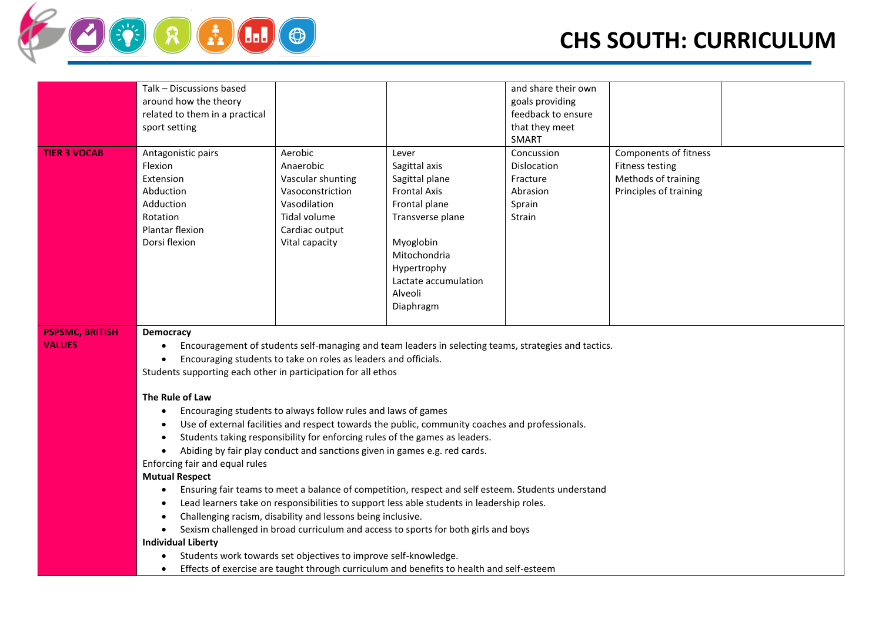# CHS SOUTH: CURRICULUM

| | | | | | | |
|---|---|---|---|---|---|---|
| | Talk – Discussions based around how the theory related to them in a practical sport setting | | | and share their own goals providing feedback to ensure that they meet SMART | | |
| **TIER 3 VOCAB** | Antagonistic pairs<br>Flexion<br>Extension<br>Abduction<br>Adduction<br>Rotation<br>Plantar flexion<br>Dorsi flexion | Aerobic<br>Anaerobic<br>Vascular shunting<br>Vasoconstriction<br>Vasodilation<br>Tidal volume<br>Cardiac output<br>Vital capacity | Lever<br>Sagittal axis<br>Sagittal plane<br>Frontal Axis<br>Frontal plane<br>Transverse plane<br><br>Myoglobin<br>Mitochondria<br>Hypertrophy<br>Lactate accumulation<br>Alveoli<br>Diaphragm | Concussion<br>Dislocation<br>Fracture<br>Abrasion<br>Sprain<br>Strain | Components of fitness<br>Fitness testing<br>Methods of training<br>Principles of training | |

**PSPSMC, BRITISH VALUES**

**Democracy**

- Encouragement of students self-managing and team leaders in selecting teams, strategies and tactics.
- Encouraging students to take on roles as leaders and officials.

Students supporting each other in participation for all ethos

**The Rule of Law**

- Encouraging students to always follow rules and laws of games
- Use of external facilities and respect towards the public, community coaches and professionals.
- Students taking responsibility for enforcing rules of the games as leaders.
- Abiding by fair play conduct and sanctions given in games e.g. red cards.

Enforcing fair and equal rules

**Mutual Respect**

- Ensuring fair teams to meet a balance of competition, respect and self esteem. Students understand
- Lead learners take on responsibilities to support less able students in leadership roles.
- Challenging racism, disability and lessons being inclusive.
- Sexism challenged in broad curriculum and access to sports for both girls and boys

**Individual Liberty**

- Students work towards set objectives to improve self-knowledge.
- Effects of exercise are taught through curriculum and benefits to health and self-esteem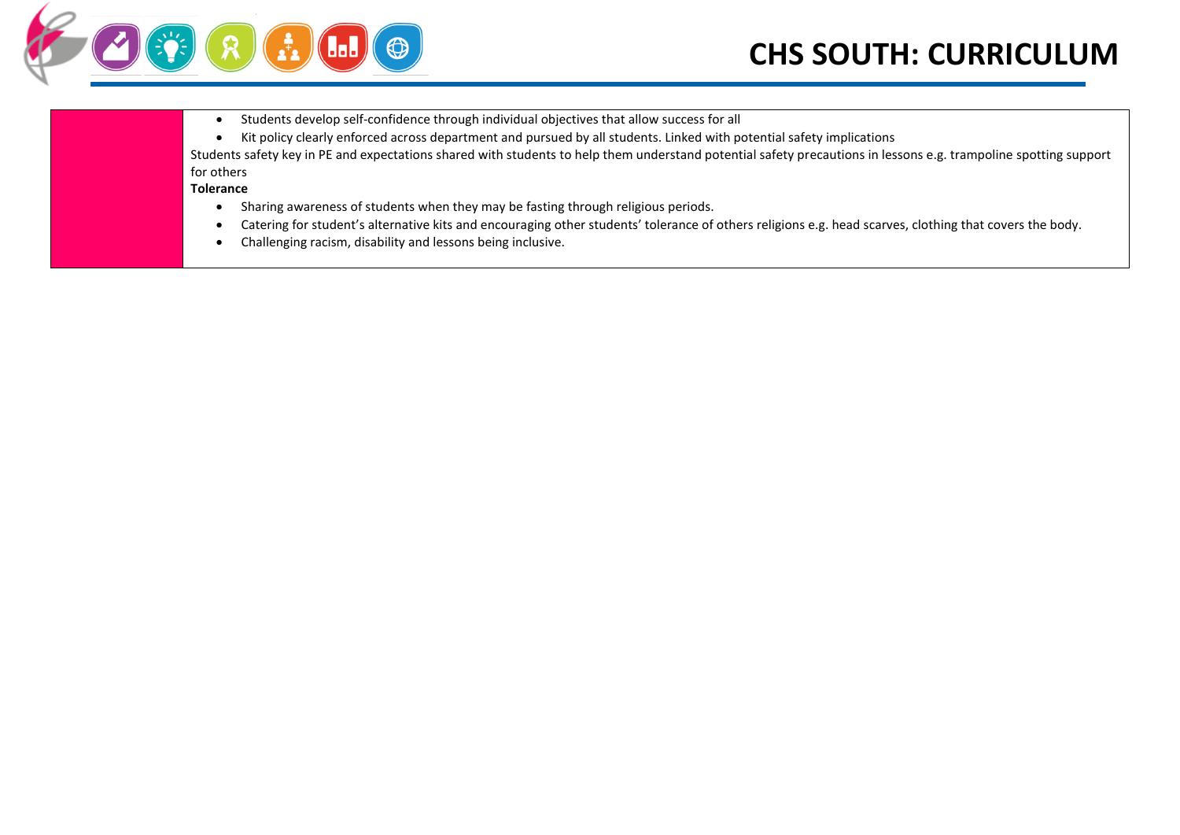| | |
|---|---|
| | • Students develop self-confidence through individual objectives that allow success for all<br>• Kit policy clearly enforced across department and pursued by all students. Linked with potential safety implications<br>Students safety key in PE and expectations shared with students to help them understand potential safety precautions in lessons e.g. trampoline spotting support for others<br>**Tolerance**<br>• Sharing awareness of students when they may be fasting through religious periods.<br>• Catering for student's alternative kits and encouraging other students' tolerance of others religions e.g. head scarves, clothing that covers the body.<br>• Challenging racism, disability and lessons being inclusive. |